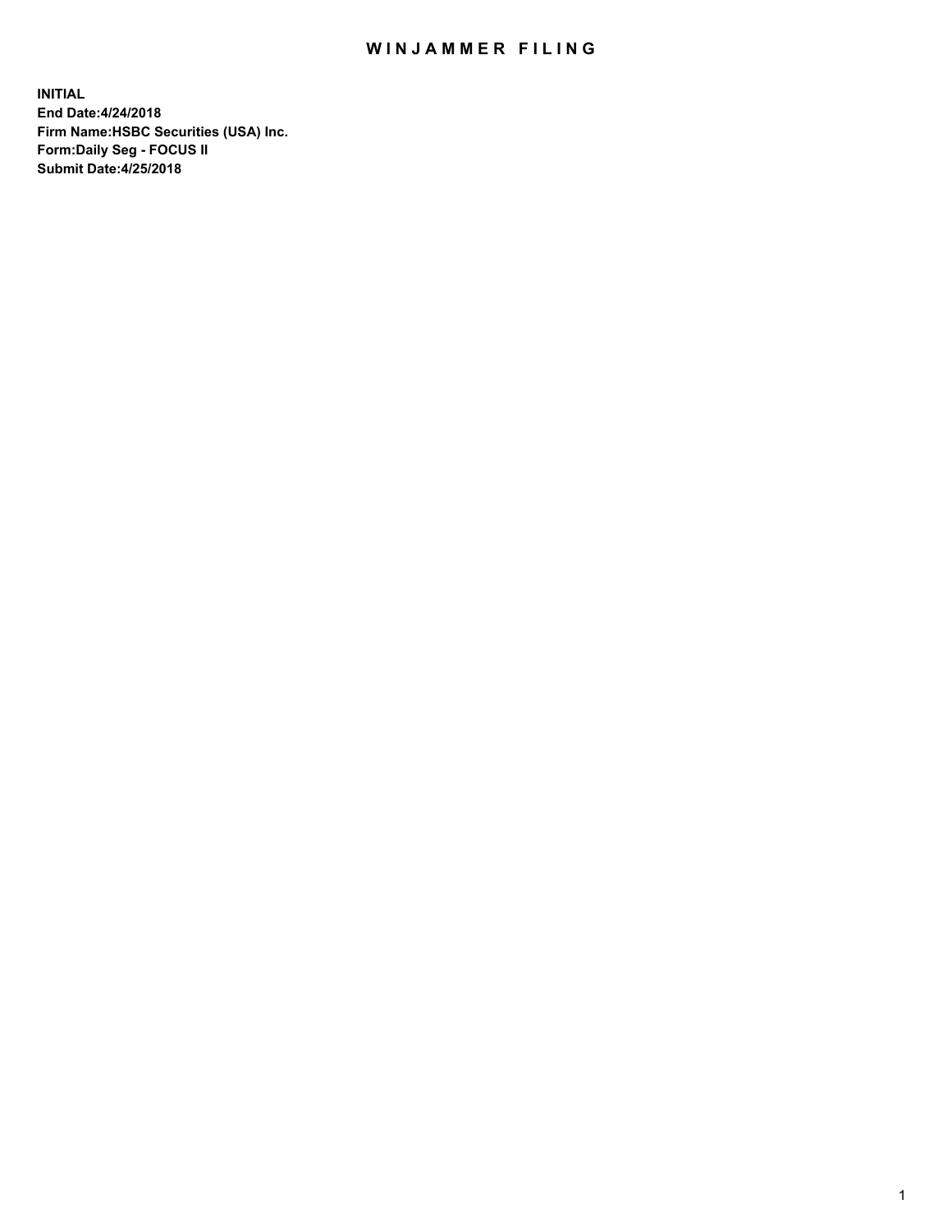# WINJAMMER FILING

**INITIAL**
**End Date:4/24/2018**
**Firm Name:HSBC Securities (USA) Inc.**
**Form:Daily Seg - FOCUS II**
**Submit Date:4/25/2018**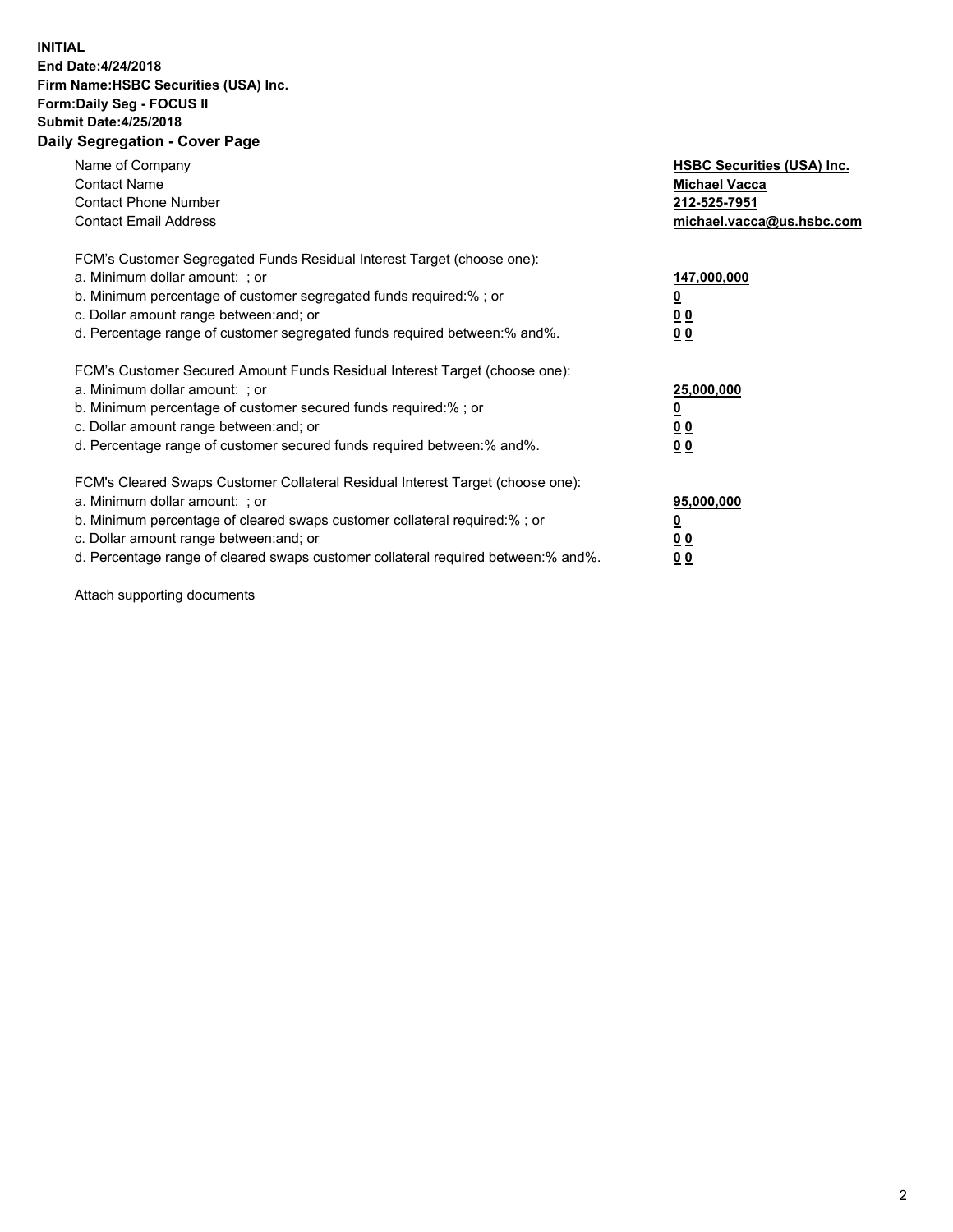**INITIAL**
**End Date:4/24/2018**
**Firm Name:HSBC Securities (USA) Inc.**
**Form:Daily Seg - FOCUS II**
**Submit Date:4/25/2018**

## Daily Segregation - Cover Page

| | |
|---|---|
| Name of Company | **HSBC Securities (USA) Inc.** |
| Contact Name | **Michael Vacca** |
| Contact Phone Number | **212-525-7951** |
| Contact Email Address | **michael.vacca@us.hsbc.com** |

| | |
|---|---|
| FCM's Customer Segregated Funds Residual Interest Target (choose one): | |
| a. Minimum dollar amount: ; or | **147,000,000** |
| b. Minimum percentage of customer segregated funds required:% ; or | **0** |
| c. Dollar amount range between:and; or | **0 0** |
| d. Percentage range of customer segregated funds required between:% and%. | **0 0** |

| | |
|---|---|
| FCM's Customer Secured Amount Funds Residual Interest Target (choose one): | |
| a. Minimum dollar amount: ; or | **25,000,000** |
| b. Minimum percentage of customer secured funds required:% ; or | **0** |
| c. Dollar amount range between:and; or | **0 0** |
| d. Percentage range of customer secured funds required between:% and%. | **0 0** |

| | |
|---|---|
| FCM's Cleared Swaps Customer Collateral Residual Interest Target (choose one): | |
| a. Minimum dollar amount: ; or | **95,000,000** |
| b. Minimum percentage of cleared swaps customer collateral required:% ; or | **0** |
| c. Dollar amount range between:and; or | **0 0** |
| d. Percentage range of cleared swaps customer collateral required between:% and%. | **0 0** |

Attach supporting documents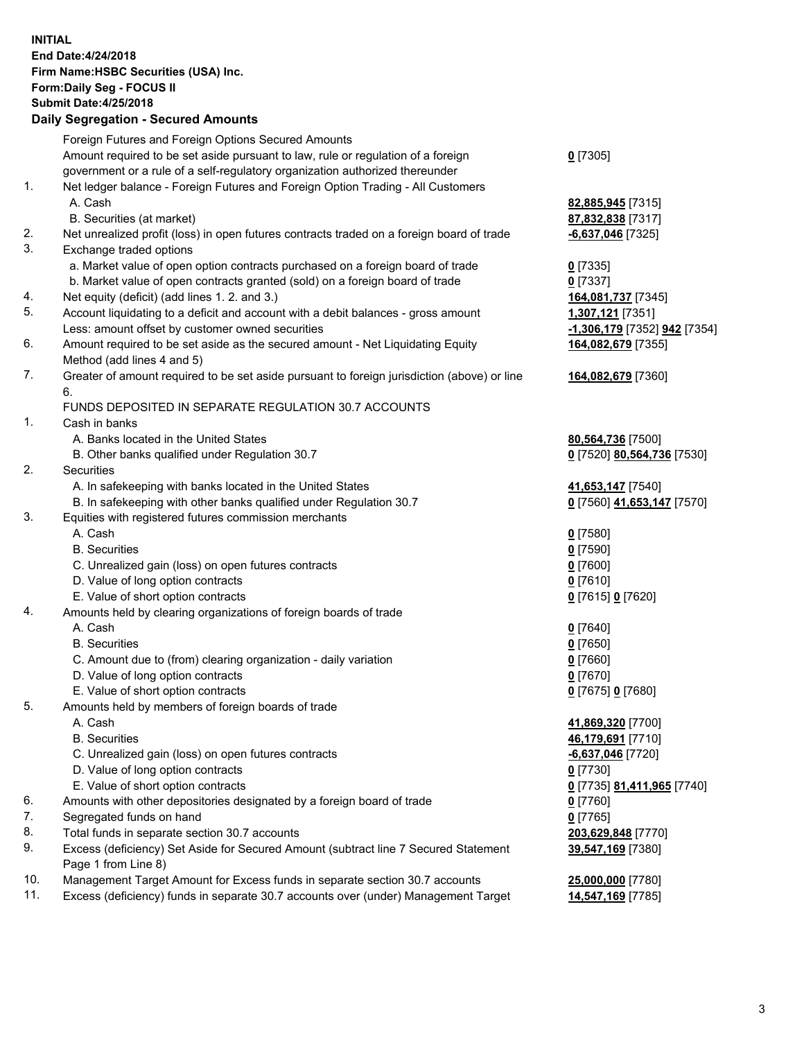**INITIAL**
**End Date:4/24/2018**
**Firm Name:HSBC Securities (USA) Inc.**
**Form:Daily Seg - FOCUS II**
**Submit Date:4/25/2018**

## Daily Segregation - Secured Amounts

| | | |
|---|---|---|
| | Foreign Futures and Foreign Options Secured Amounts | |
| | Amount required to be set aside pursuant to law, rule or regulation of a foreign government or a rule of a self-regulatory organization authorized thereunder | **0** [7305] |
| 1. | Net ledger balance - Foreign Futures and Foreign Option Trading - All Customers | |
| | A. Cash | **82,885,945** [7315] |
| | B. Securities (at market) | **87,832,838** [7317] |
| 2. | Net unrealized profit (loss) in open futures contracts traded on a foreign board of trade | **-6,637,046** [7325] |
| 3. | Exchange traded options | |
| | a. Market value of open option contracts purchased on a foreign board of trade | **0** [7335] |
| | b. Market value of open contracts granted (sold) on a foreign board of trade | **0** [7337] |
| 4. | Net equity (deficit) (add lines 1. 2. and 3.) | **164,081,737** [7345] |
| 5. | Account liquidating to a deficit and account with a debit balances - gross amount | **1,307,121** [7351] |
| | Less: amount offset by customer owned securities | **-1,306,179** [7352] **942** [7354] |
| 6. | Amount required to be set aside as the secured amount - Net Liquidating Equity Method (add lines 4 and 5) | **164,082,679** [7355] |
| 7. | Greater of amount required to be set aside pursuant to foreign jurisdiction (above) or line 6. | **164,082,679** [7360] |
| | FUNDS DEPOSITED IN SEPARATE REGULATION 30.7 ACCOUNTS | |
| 1. | Cash in banks | |
| | A. Banks located in the United States | **80,564,736** [7500] |
| | B. Other banks qualified under Regulation 30.7 | **0** [7520] **80,564,736** [7530] |
| 2. | Securities | |
| | A. In safekeeping with banks located in the United States | **41,653,147** [7540] |
| | B. In safekeeping with other banks qualified under Regulation 30.7 | **0** [7560] **41,653,147** [7570] |
| 3. | Equities with registered futures commission merchants | |
| | A. Cash | **0** [7580] |
| | B. Securities | **0** [7590] |
| | C. Unrealized gain (loss) on open futures contracts | **0** [7600] |
| | D. Value of long option contracts | **0** [7610] |
| | E. Value of short option contracts | **0** [7615] **0** [7620] |
| 4. | Amounts held by clearing organizations of foreign boards of trade | |
| | A. Cash | **0** [7640] |
| | B. Securities | **0** [7650] |
| | C. Amount due to (from) clearing organization - daily variation | **0** [7660] |
| | D. Value of long option contracts | **0** [7670] |
| | E. Value of short option contracts | **0** [7675] **0** [7680] |
| 5. | Amounts held by members of foreign boards of trade | |
| | A. Cash | **41,869,320** [7700] |
| | B. Securities | **46,179,691** [7710] |
| | C. Unrealized gain (loss) on open futures contracts | **-6,637,046** [7720] |
| | D. Value of long option contracts | **0** [7730] |
| | E. Value of short option contracts | **0** [7735] **81,411,965** [7740] |
| 6. | Amounts with other depositories designated by a foreign board of trade | **0** [7760] |
| 7. | Segregated funds on hand | **0** [7765] |
| 8. | Total funds in separate section 30.7 accounts | **203,629,848** [7770] |
| 9. | Excess (deficiency) Set Aside for Secured Amount (subtract line 7 Secured Statement Page 1 from Line 8) | **39,547,169** [7380] |
| 10. | Management Target Amount for Excess funds in separate section 30.7 accounts | **25,000,000** [7780] |
| 11. | Excess (deficiency) funds in separate 30.7 accounts over (under) Management Target | **14,547,169** [7785] |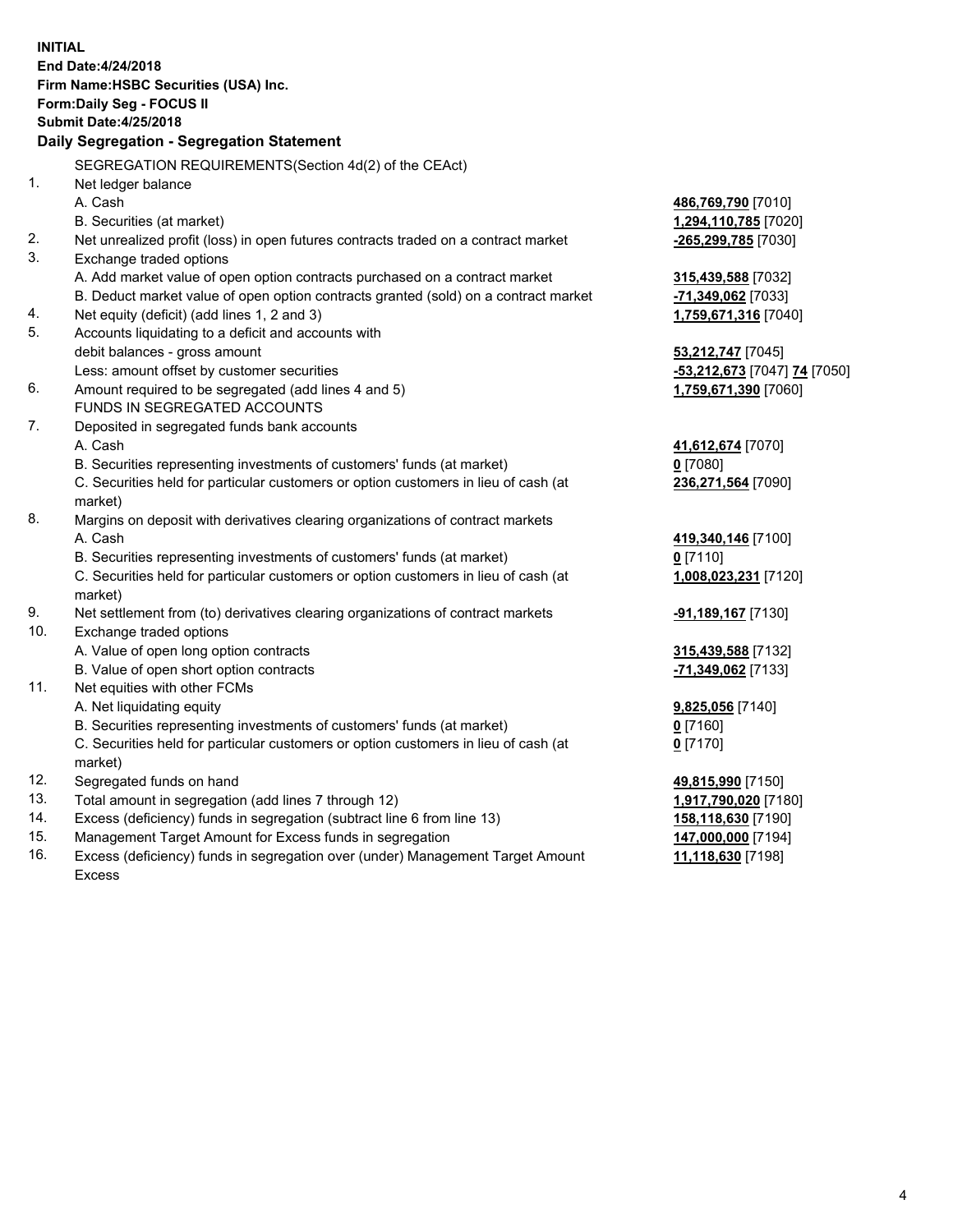**INITIAL**
**End Date:4/24/2018**
**Firm Name:HSBC Securities (USA) Inc.**
**Form:Daily Seg - FOCUS II**
**Submit Date:4/25/2018**

## Daily Segregation - Segregation Statement

SEGREGATION REQUIREMENTS(Section 4d(2) of the CEAct)

| | | |
|---|---|---|
| 1. | Net ledger balance | |
| | A. Cash | **486,769,790** [7010] |
| | B. Securities (at market) | **1,294,110,785** [7020] |
| 2. | Net unrealized profit (loss) in open futures contracts traded on a contract market | **-265,299,785** [7030] |
| 3. | Exchange traded options | |
| | A. Add market value of open option contracts purchased on a contract market | **315,439,588** [7032] |
| | B. Deduct market value of open option contracts granted (sold) on a contract market | **-71,349,062** [7033] |
| 4. | Net equity (deficit) (add lines 1, 2 and 3) | **1,759,671,316** [7040] |
| 5. | Accounts liquidating to a deficit and accounts with debit balances - gross amount | **53,212,747** [7045] |
| | Less: amount offset by customer securities | **-53,212,673** [7047] **74** [7050] |
| 6. | Amount required to be segregated (add lines 4 and 5) | **1,759,671,390** [7060] |
| | FUNDS IN SEGREGATED ACCOUNTS | |
| 7. | Deposited in segregated funds bank accounts | |
| | A. Cash | **41,612,674** [7070] |
| | B. Securities representing investments of customers' funds (at market) | **0** [7080] |
| | C. Securities held for particular customers or option customers in lieu of cash (at market) | **236,271,564** [7090] |
| 8. | Margins on deposit with derivatives clearing organizations of contract markets | |
| | A. Cash | **419,340,146** [7100] |
| | B. Securities representing investments of customers' funds (at market) | **0** [7110] |
| | C. Securities held for particular customers or option customers in lieu of cash (at market) | **1,008,023,231** [7120] |
| 9. | Net settlement from (to) derivatives clearing organizations of contract markets | **-91,189,167** [7130] |
| 10. | Exchange traded options | |
| | A. Value of open long option contracts | **315,439,588** [7132] |
| | B. Value of open short option contracts | **-71,349,062** [7133] |
| 11. | Net equities with other FCMs | |
| | A. Net liquidating equity | **9,825,056** [7140] |
| | B. Securities representing investments of customers' funds (at market) | **0** [7160] |
| | C. Securities held for particular customers or option customers in lieu of cash (at market) | **0** [7170] |
| 12. | Segregated funds on hand | **49,815,990** [7150] |
| 13. | Total amount in segregation (add lines 7 through 12) | **1,917,790,020** [7180] |
| 14. | Excess (deficiency) funds in segregation (subtract line 6 from line 13) | **158,118,630** [7190] |
| 15. | Management Target Amount for Excess funds in segregation | **147,000,000** [7194] |
| 16. | Excess (deficiency) funds in segregation over (under) Management Target Amount Excess | **11,118,630** [7198] |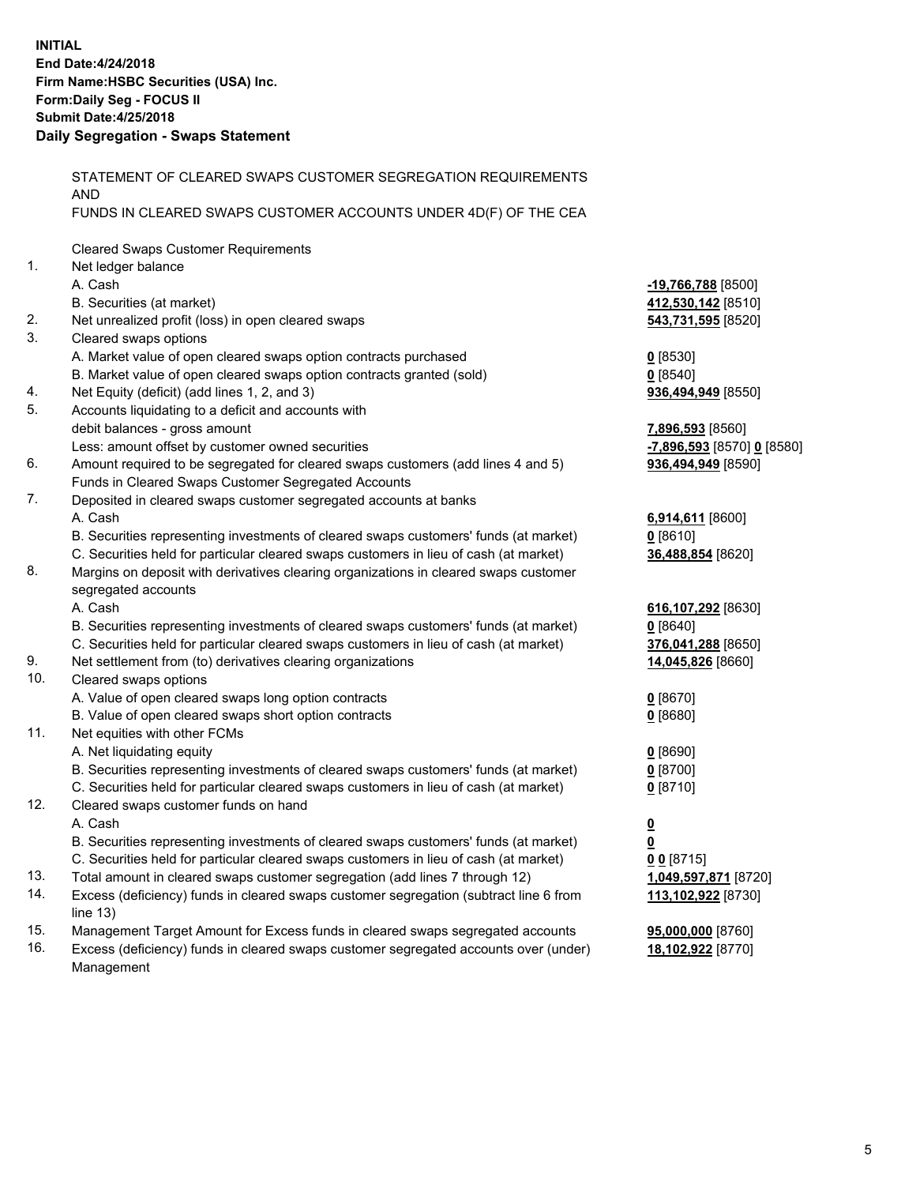**INITIAL**
**End Date:4/24/2018**
**Firm Name:HSBC Securities (USA) Inc.**
**Form:Daily Seg - FOCUS II**
**Submit Date:4/25/2018**
**Daily Segregation - Swaps Statement**

STATEMENT OF CLEARED SWAPS CUSTOMER SEGREGATION REQUIREMENTS AND
FUNDS IN CLEARED SWAPS CUSTOMER ACCOUNTS UNDER 4D(F) OF THE CEA

| | | |
|---|---|---|
| | Cleared Swaps Customer Requirements | |
| 1. | Net ledger balance | |
| | A. Cash | **-19,766,788** [8500] |
| | B. Securities (at market) | **412,530,142** [8510] |
| 2. | Net unrealized profit (loss) in open cleared swaps | **543,731,595** [8520] |
| 3. | Cleared swaps options | |
| | A. Market value of open cleared swaps option contracts purchased | **0** [8530] |
| | B. Market value of open cleared swaps option contracts granted (sold) | **0** [8540] |
| 4. | Net Equity (deficit) (add lines 1, 2, and 3) | **936,494,949** [8550] |
| 5. | Accounts liquidating to a deficit and accounts with | |
| | debit balances - gross amount | **7,896,593** [8560] |
| | Less: amount offset by customer owned securities | **-7,896,593** [8570] **0** [8580] |
| 6. | Amount required to be segregated for cleared swaps customers (add lines 4 and 5) | **936,494,949** [8590] |
| | Funds in Cleared Swaps Customer Segregated Accounts | |
| 7. | Deposited in cleared swaps customer segregated accounts at banks | |
| | A. Cash | **6,914,611** [8600] |
| | B. Securities representing investments of cleared swaps customers' funds (at market) | **0** [8610] |
| | C. Securities held for particular cleared swaps customers in lieu of cash (at market) | **36,488,854** [8620] |
| 8. | Margins on deposit with derivatives clearing organizations in cleared swaps customer segregated accounts | |
| | A. Cash | **616,107,292** [8630] |
| | B. Securities representing investments of cleared swaps customers' funds (at market) | **0** [8640] |
| | C. Securities held for particular cleared swaps customers in lieu of cash (at market) | **376,041,288** [8650] |
| 9. | Net settlement from (to) derivatives clearing organizations | **14,045,826** [8660] |
| 10. | Cleared swaps options | |
| | A. Value of open cleared swaps long option contracts | **0** [8670] |
| | B. Value of open cleared swaps short option contracts | **0** [8680] |
| 11. | Net equities with other FCMs | |
| | A. Net liquidating equity | **0** [8690] |
| | B. Securities representing investments of cleared swaps customers' funds (at market) | **0** [8700] |
| | C. Securities held for particular cleared swaps customers in lieu of cash (at market) | **0** [8710] |
| 12. | Cleared swaps customer funds on hand | |
| | A. Cash | **0** |
| | B. Securities representing investments of cleared swaps customers' funds (at market) | **0** |
| | C. Securities held for particular cleared swaps customers in lieu of cash (at market) | **0** **0** [8715] |
| 13. | Total amount in cleared swaps customer segregation (add lines 7 through 12) | **1,049,597,871** [8720] |
| 14. | Excess (deficiency) funds in cleared swaps customer segregation (subtract line 6 from line 13) | **113,102,922** [8730] |
| 15. | Management Target Amount for Excess funds in cleared swaps segregated accounts | **95,000,000** [8760] |
| 16. | Excess (deficiency) funds in cleared swaps customer segregated accounts over (under) Management | **18,102,922** [8770] |